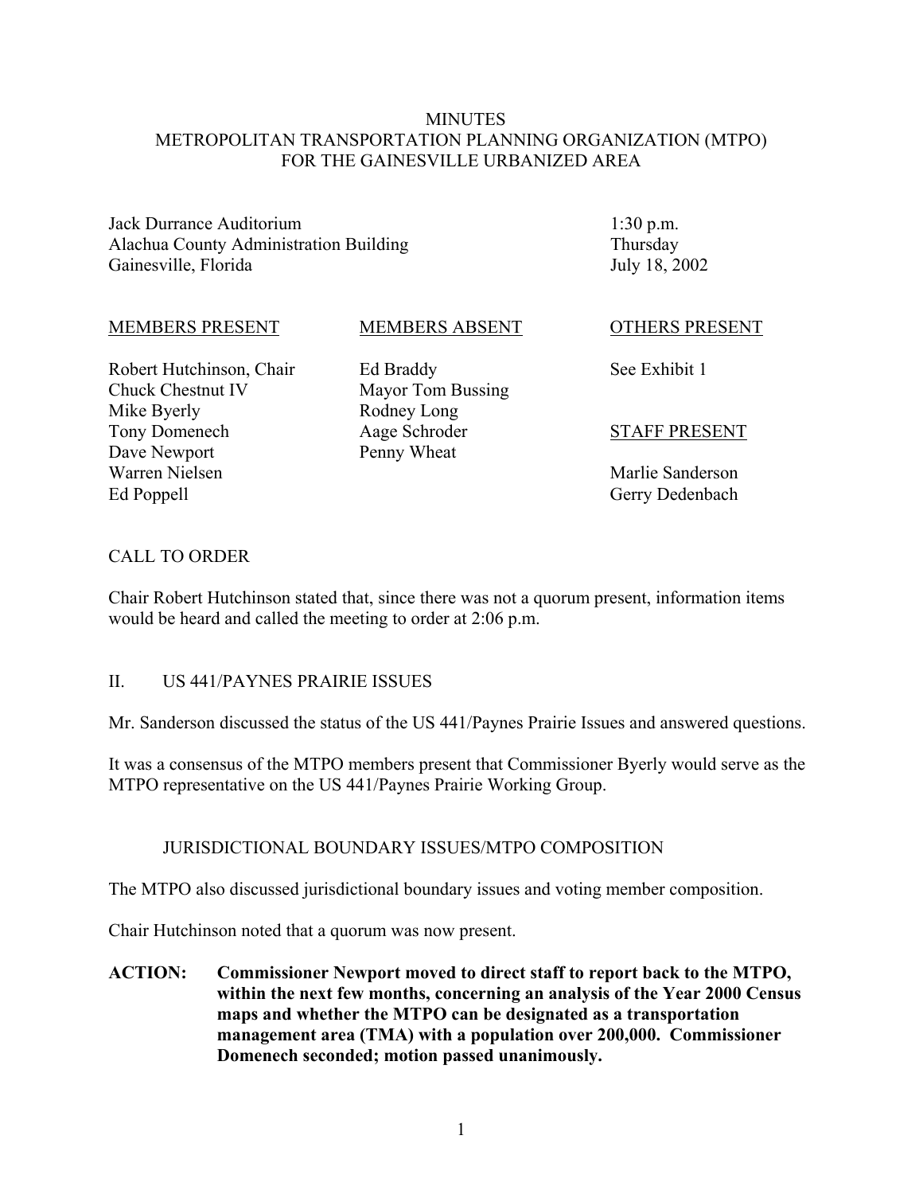# MINUTES
# METROPOLITAN TRANSPORTATION PLANNING ORGANIZATION (MTPO)
# FOR THE GAINESVILLE URBANIZED AREA

| | |
|---|---|
| Jack Durrance Auditorium | 1:30 p.m. |
| Alachua County Administration Building | Thursday |
| Gainesville, Florida | July 18, 2002 |

| MEMBERS PRESENT | MEMBERS ABSENT | OTHERS PRESENT |
|---|---|---|
| Robert Hutchinson, Chair | Ed Braddy | See Exhibit 1 |
| Chuck Chestnut IV | Mayor Tom Bussing | |
| Mike Byerly | Rodney Long | |
| Tony Domenech | Aage Schroder | STAFF PRESENT |
| Dave Newport | Penny Wheat | |
| Warren Nielsen | | Marlie Sanderson |
| Ed Poppell | | Gerry Dedenbach |

## CALL TO ORDER

Chair Robert Hutchinson stated that, since there was not a quorum present, information items would be heard and called the meeting to order at 2:06 p.m.

## II. US 441/PAYNES PRAIRIE ISSUES

Mr. Sanderson discussed the status of the US 441/Paynes Prairie Issues and answered questions.

It was a consensus of the MTPO members present that Commissioner Byerly would serve as the MTPO representative on the US 441/Paynes Prairie Working Group.

### JURISDICTIONAL BOUNDARY ISSUES/MTPO COMPOSITION

The MTPO also discussed jurisdictional boundary issues and voting member composition.

Chair Hutchinson noted that a quorum was now present.

**ACTION: Commissioner Newport moved to direct staff to report back to the MTPO, within the next few months, concerning an analysis of the Year 2000 Census maps and whether the MTPO can be designated as a transportation management area (TMA) with a population over 200,000. Commissioner Domenech seconded; motion passed unanimously.**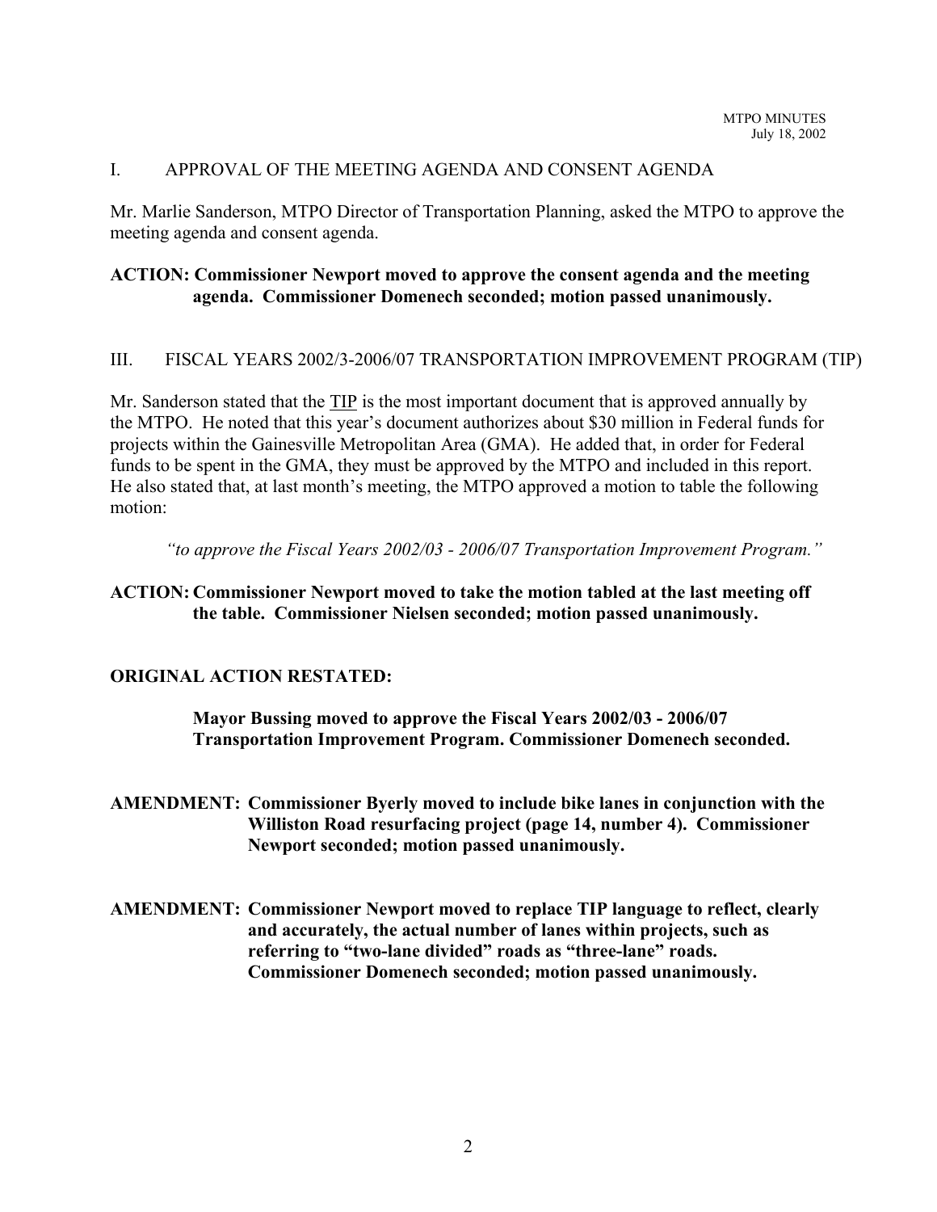## I. APPROVAL OF THE MEETING AGENDA AND CONSENT AGENDA

Mr. Marlie Sanderson, MTPO Director of Transportation Planning, asked the MTPO to approve the meeting agenda and consent agenda.

**ACTION: Commissioner Newport moved to approve the consent agenda and the meeting agenda. Commissioner Domenech seconded; motion passed unanimously.**

## III. FISCAL YEARS 2002/3-2006/07 TRANSPORTATION IMPROVEMENT PROGRAM (TIP)

Mr. Sanderson stated that the TIP is the most important document that is approved annually by the MTPO. He noted that this year's document authorizes about $30 million in Federal funds for projects within the Gainesville Metropolitan Area (GMA). He added that, in order for Federal funds to be spent in the GMA, they must be approved by the MTPO and included in this report. He also stated that, at last month's meeting, the MTPO approved a motion to table the following motion:

> *"to approve the Fiscal Years 2002/03 - 2006/07 Transportation Improvement Program."*

**ACTION: Commissioner Newport moved to take the motion tabled at the last meeting off the table. Commissioner Nielsen seconded; motion passed unanimously.**

**ORIGINAL ACTION RESTATED:**

> **Mayor Bussing moved to approve the Fiscal Years 2002/03 - 2006/07 Transportation Improvement Program. Commissioner Domenech seconded.**

**AMENDMENT: Commissioner Byerly moved to include bike lanes in conjunction with the Williston Road resurfacing project (page 14, number 4). Commissioner Newport seconded; motion passed unanimously.**

**AMENDMENT: Commissioner Newport moved to replace TIP language to reflect, clearly and accurately, the actual number of lanes within projects, such as referring to "two-lane divided" roads as "three-lane" roads. Commissioner Domenech seconded; motion passed unanimously.**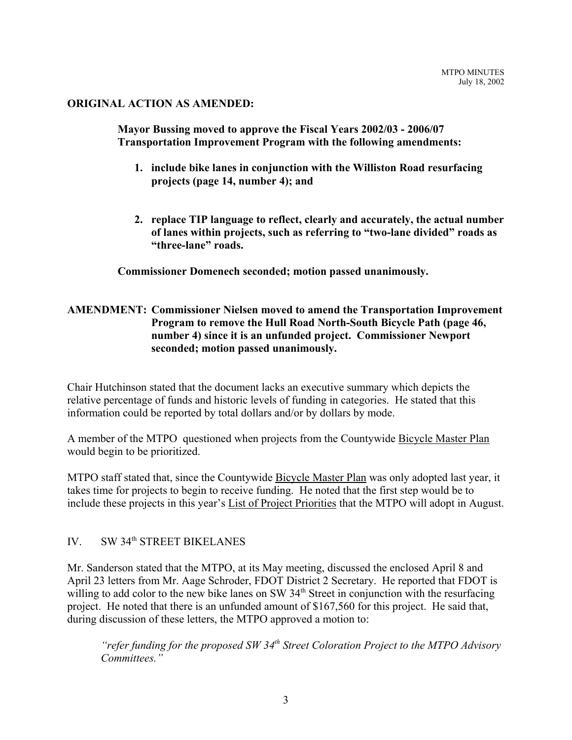**ORIGINAL ACTION AS AMENDED:**

> **Mayor Bussing moved to approve the Fiscal Years 2002/03 - 2006/07 Transportation Improvement Program with the following amendments:**
>
> 1. **include bike lanes in conjunction with the Williston Road resurfacing projects (page 14, number 4); and**
>
> 2. **replace TIP language to reflect, clearly and accurately, the actual number of lanes within projects, such as referring to "two-lane divided" roads as "three-lane" roads.**
>
> **Commissioner Domenech seconded; motion passed unanimously.**

**AMENDMENT: Commissioner Nielsen moved to amend the Transportation Improvement Program to remove the Hull Road North-South Bicycle Path (page 46, number 4) since it is an unfunded project. Commissioner Newport seconded; motion passed unanimously.**

Chair Hutchinson stated that the document lacks an executive summary which depicts the relative percentage of funds and historic levels of funding in categories. He stated that this information could be reported by total dollars and/or by dollars by mode.

A member of the MTPO questioned when projects from the Countywide Bicycle Master Plan would begin to be prioritized.

MTPO staff stated that, since the Countywide Bicycle Master Plan was only adopted last year, it takes time for projects to begin to receive funding. He noted that the first step would be to include these projects in this year's List of Project Priorities that the MTPO will adopt in August.

## IV. SW 34th STREET BIKELANES

Mr. Sanderson stated that the MTPO, at its May meeting, discussed the enclosed April 8 and April 23 letters from Mr. Aage Schroder, FDOT District 2 Secretary. He reported that FDOT is willing to add color to the new bike lanes on SW 34th Street in conjunction with the resurfacing project. He noted that there is an unfunded amount of $167,560 for this project. He said that, during discussion of these letters, the MTPO approved a motion to:

> *"refer funding for the proposed SW 34th Street Coloration Project to the MTPO Advisory Committees."*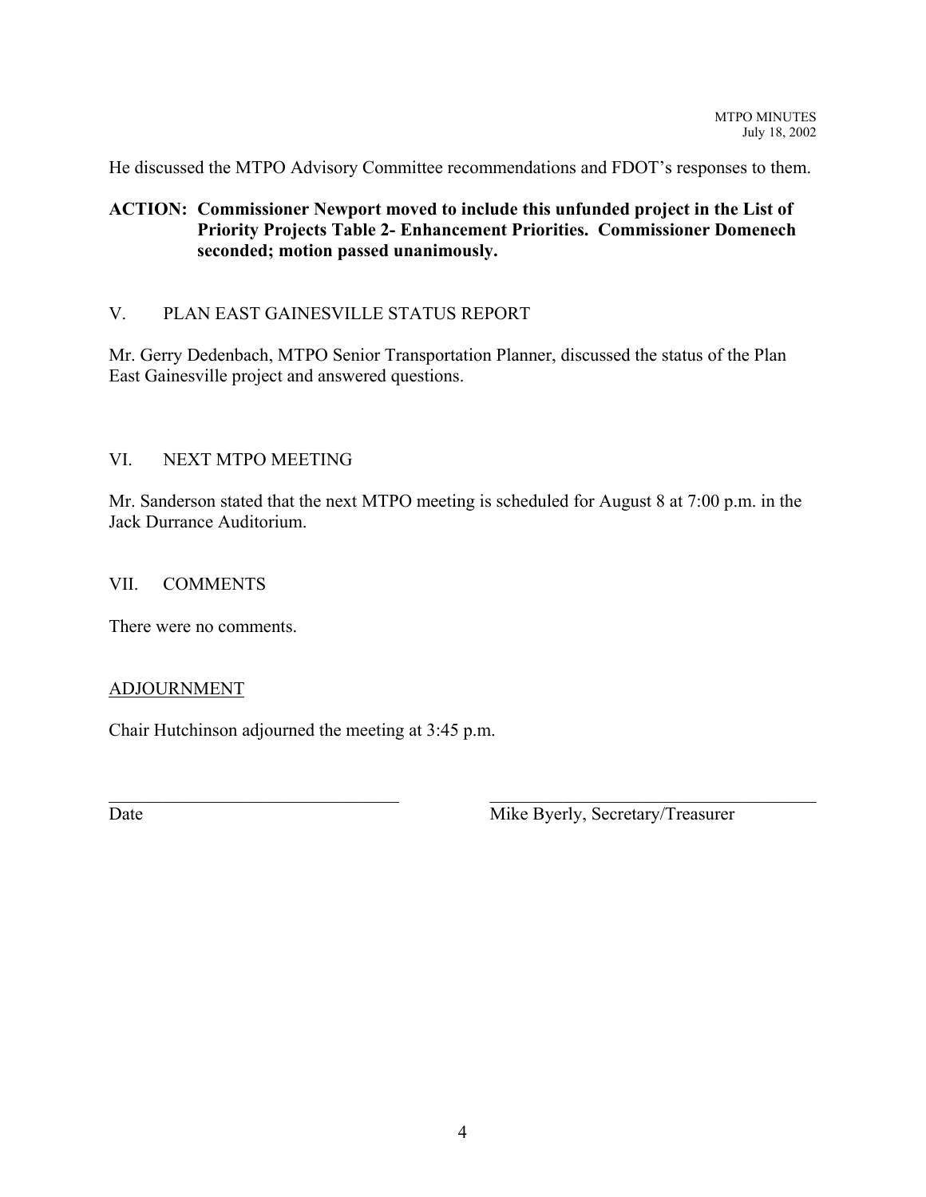He discussed the MTPO Advisory Committee recommendations and FDOT's responses to them.

**ACTION: Commissioner Newport moved to include this unfunded project in the List of Priority Projects Table 2- Enhancement Priorities. Commissioner Domenech seconded; motion passed unanimously.**

## V. PLAN EAST GAINESVILLE STATUS REPORT

Mr. Gerry Dedenbach, MTPO Senior Transportation Planner, discussed the status of the Plan East Gainesville project and answered questions.

## VI. NEXT MTPO MEETING

Mr. Sanderson stated that the next MTPO meeting is scheduled for August 8 at 7:00 p.m. in the Jack Durrance Auditorium.

## VII. COMMENTS

There were no comments.

## ADJOURNMENT

Chair Hutchinson adjourned the meeting at 3:45 p.m.

| ______________________________ | ______________________________ |
|---|---|
| Date | Mike Byerly, Secretary/Treasurer |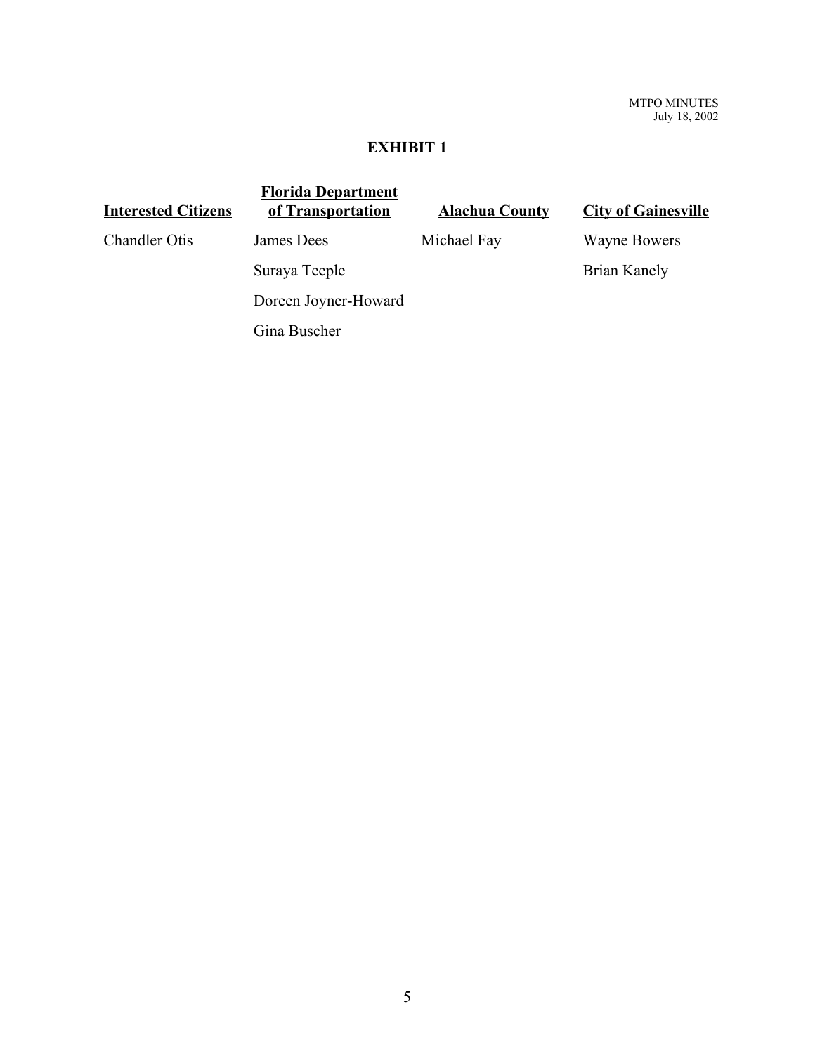# EXHIBIT 1

| Interested Citizens | Florida Department of Transportation | Alachua County | City of Gainesville |
|---|---|---|---|
| Chandler Otis | James Dees | Michael Fay | Wayne Bowers |
| | Suraya Teeple | | Brian Kanely |
| | Doreen Joyner-Howard | | |
| | Gina Buscher | | |